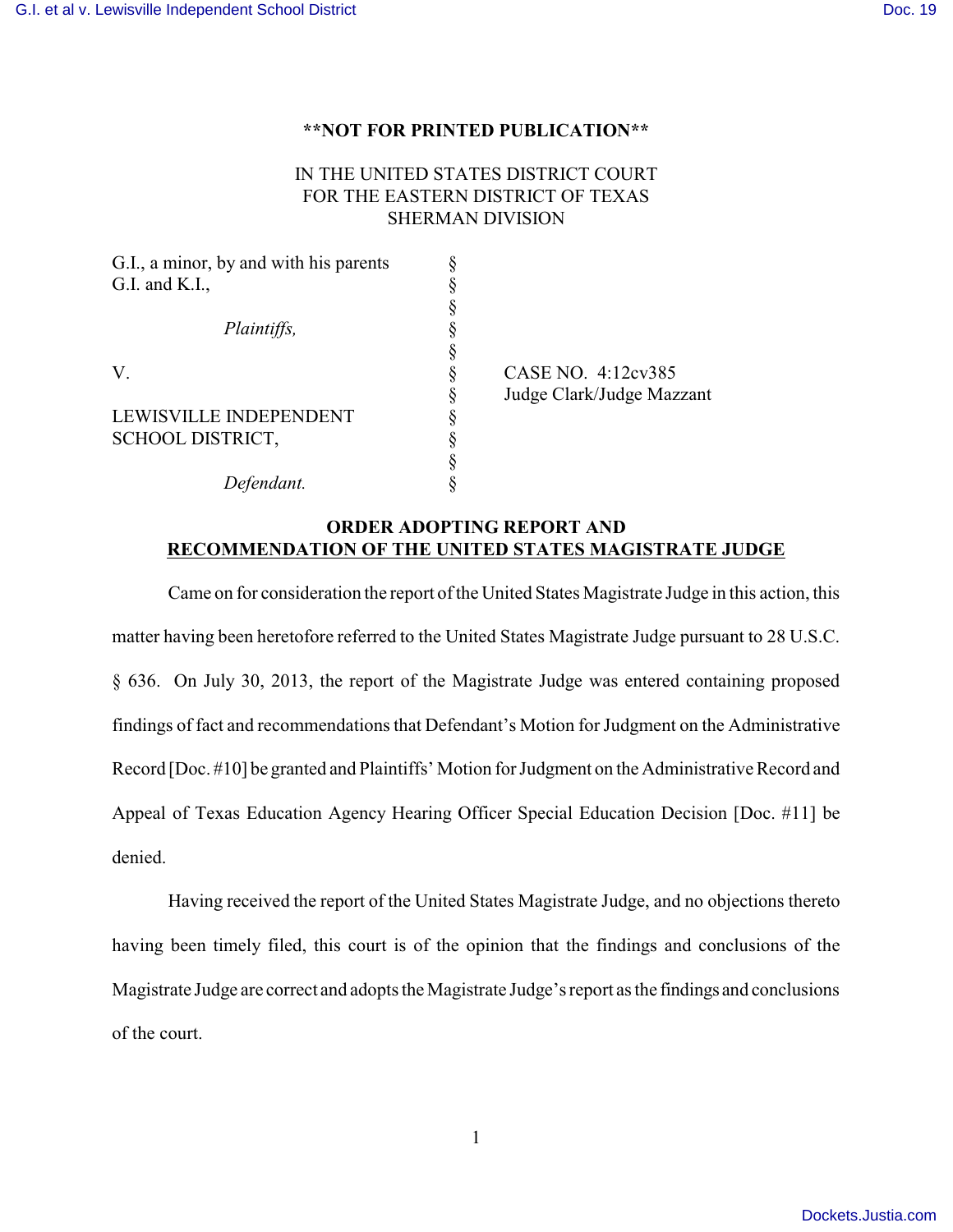**NOT FOR PRINTED PUBLICATION**

IN THE UNITED STATES DISTRICT COURT
FOR THE EASTERN DISTRICT OF TEXAS
SHERMAN DIVISION

| | | |
|---|---|---|
| G.I., a minor, by and with his parents G.I. and K.I., | § | |
| | § | |
| *Plaintiffs,* | § | |
| | § | |
| V. | § | CASE NO. 4:12cv385 |
| | § | Judge Clark/Judge Mazzant |
| LEWISVILLE INDEPENDENT SCHOOL DISTRICT, | § | |
| | § | |
| *Defendant.* | § | |

**ORDER ADOPTING REPORT AND**
**RECOMMENDATION OF THE UNITED STATES MAGISTRATE JUDGE**

Came on for consideration the report of the United States Magistrate Judge in this action, this matter having been heretofore referred to the United States Magistrate Judge pursuant to 28 U.S.C. § 636. On July 30, 2013, the report of the Magistrate Judge was entered containing proposed findings of fact and recommendations that Defendant's Motion for Judgment on the Administrative Record [Doc. #10] be granted and Plaintiffs' Motion for Judgment on the Administrative Record and Appeal of Texas Education Agency Hearing Officer Special Education Decision [Doc. #11] be denied.

Having received the report of the United States Magistrate Judge, and no objections thereto having been timely filed, this court is of the opinion that the findings and conclusions of the Magistrate Judge are correct and adopts the Magistrate Judge's report as the findings and conclusions of the court.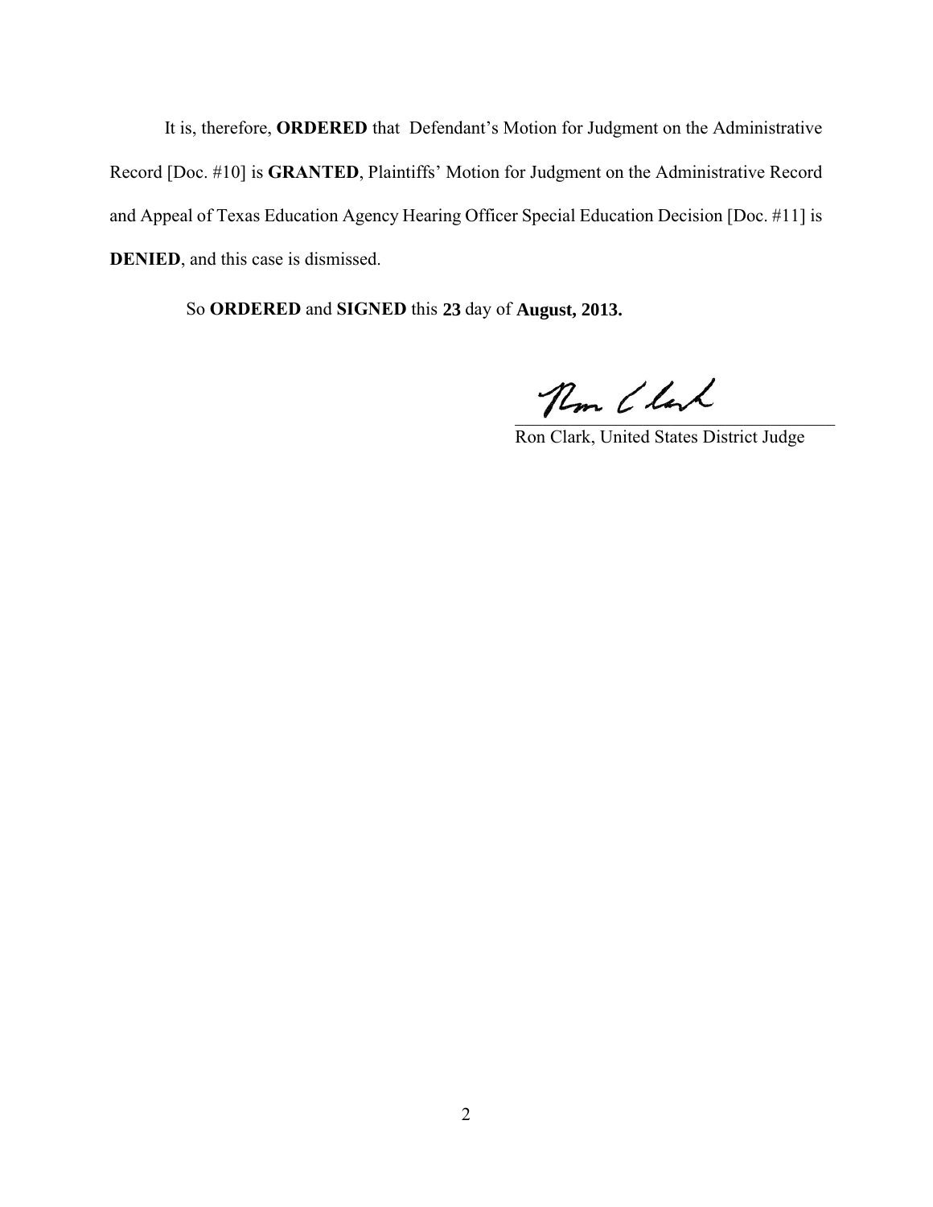It is, therefore, **ORDERED** that Defendant's Motion for Judgment on the Administrative Record [Doc. #10] is **GRANTED**, Plaintiffs' Motion for Judgment on the Administrative Record and Appeal of Texas Education Agency Hearing Officer Special Education Decision [Doc. #11] is **DENIED**, and this case is dismissed.

So **ORDERED** and **SIGNED** this **23** day of **August, 2013.**

Ron Clark, United States District Judge